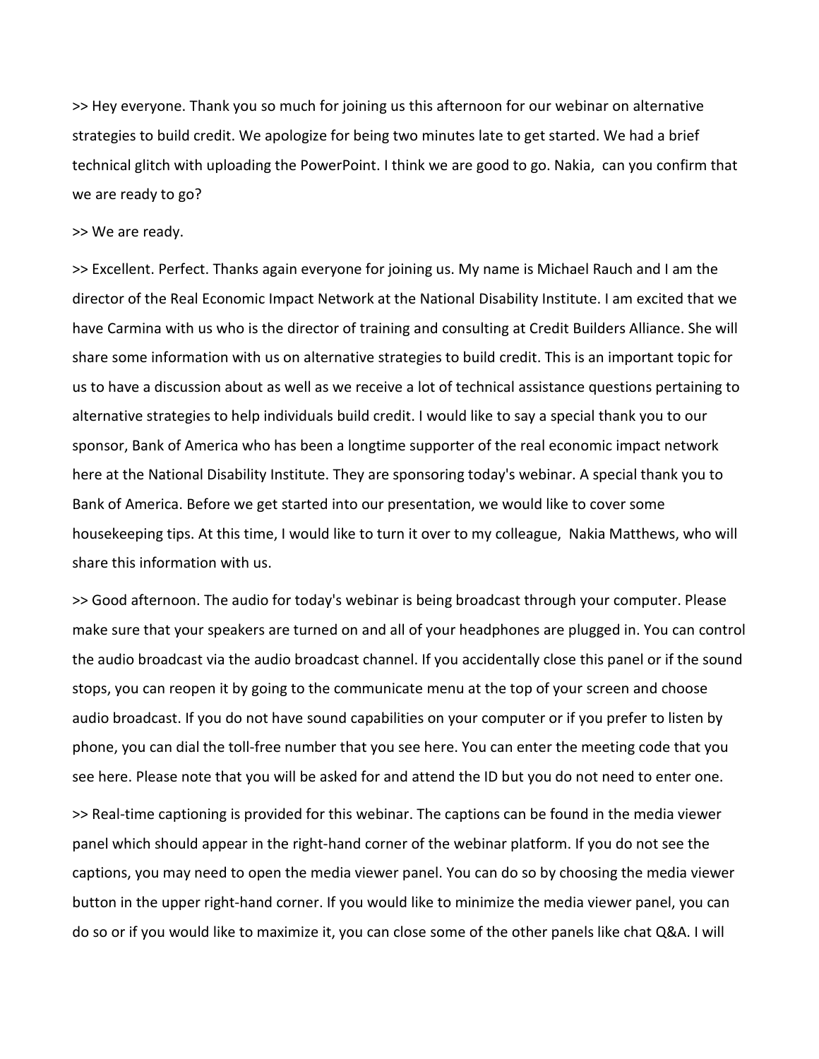>> Hey everyone. Thank you so much for joining us this afternoon for our webinar on alternative strategies to build credit. We apologize for being two minutes late to get started. We had a brief technical glitch with uploading the PowerPoint. I think we are good to go. Nakia, can you confirm that we are ready to go?

>> We are ready.

>> Excellent. Perfect. Thanks again everyone for joining us. My name is Michael Rauch and I am the director of the Real Economic Impact Network at the National Disability Institute. I am excited that we have Carmina with us who is the director of training and consulting at Credit Builders Alliance. She will share some information with us on alternative strategies to build credit. This is an important topic for us to have a discussion about as well as we receive a lot of technical assistance questions pertaining to alternative strategies to help individuals build credit. I would like to say a special thank you to our sponsor, Bank of America who has been a longtime supporter of the real economic impact network here at the National Disability Institute. They are sponsoring today's webinar. A special thank you to Bank of America. Before we get started into our presentation, we would like to cover some housekeeping tips. At this time, I would like to turn it over to my colleague, Nakia Matthews, who will share this information with us.

>> Good afternoon. The audio for today's webinar is being broadcast through your computer. Please make sure that your speakers are turned on and all of your headphones are plugged in. You can control the audio broadcast via the audio broadcast channel. If you accidentally close this panel or if the sound stops, you can reopen it by going to the communicate menu at the top of your screen and choose audio broadcast. If you do not have sound capabilities on your computer or if you prefer to listen by phone, you can dial the toll-free number that you see here. You can enter the meeting code that you see here. Please note that you will be asked for and attend the ID but you do not need to enter one.

>> Real-time captioning is provided for this webinar. The captions can be found in the media viewer panel which should appear in the right-hand corner of the webinar platform. If you do not see the captions, you may need to open the media viewer panel. You can do so by choosing the media viewer button in the upper right-hand corner. If you would like to minimize the media viewer panel, you can do so or if you would like to maximize it, you can close some of the other panels like chat Q&A. I will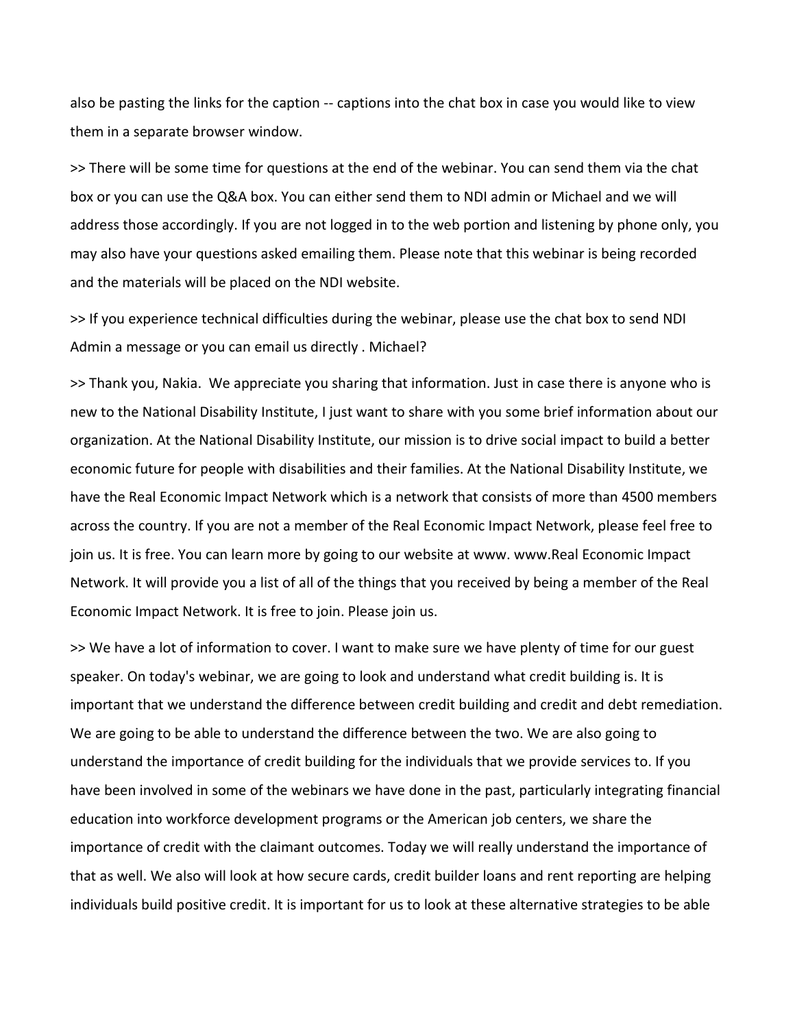also be pasting the links for the caption -- captions into the chat box in case you would like to view them in a separate browser window.

>> There will be some time for questions at the end of the webinar. You can send them via the chat box or you can use the Q&A box. You can either send them to NDI admin or Michael and we will address those accordingly. If you are not logged in to the web portion and listening by phone only, you may also have your questions asked emailing them. Please note that this webinar is being recorded and the materials will be placed on the NDI website.

>> If you experience technical difficulties during the webinar, please use the chat box to send NDI Admin a message or you can email us directly . Michael?

>> Thank you, Nakia.  We appreciate you sharing that information. Just in case there is anyone who is new to the National Disability Institute, I just want to share with you some brief information about our organization. At the National Disability Institute, our mission is to drive social impact to build a better economic future for people with disabilities and their families. At the National Disability Institute, we have the Real Economic Impact Network which is a network that consists of more than 4500 members across the country. If you are not a member of the Real Economic Impact Network, please feel free to join us. It is free. You can learn more by going to our website at www. www.Real Economic Impact Network. It will provide you a list of all of the things that you received by being a member of the Real Economic Impact Network. It is free to join. Please join us.

>> We have a lot of information to cover. I want to make sure we have plenty of time for our guest speaker. On today's webinar, we are going to look and understand what credit building is. It is important that we understand the difference between credit building and credit and debt remediation. We are going to be able to understand the difference between the two. We are also going to understand the importance of credit building for the individuals that we provide services to. If you have been involved in some of the webinars we have done in the past, particularly integrating financial education into workforce development programs or the American job centers, we share the importance of credit with the claimant outcomes. Today we will really understand the importance of that as well. We also will look at how secure cards, credit builder loans and rent reporting are helping individuals build positive credit. It is important for us to look at these alternative strategies to be able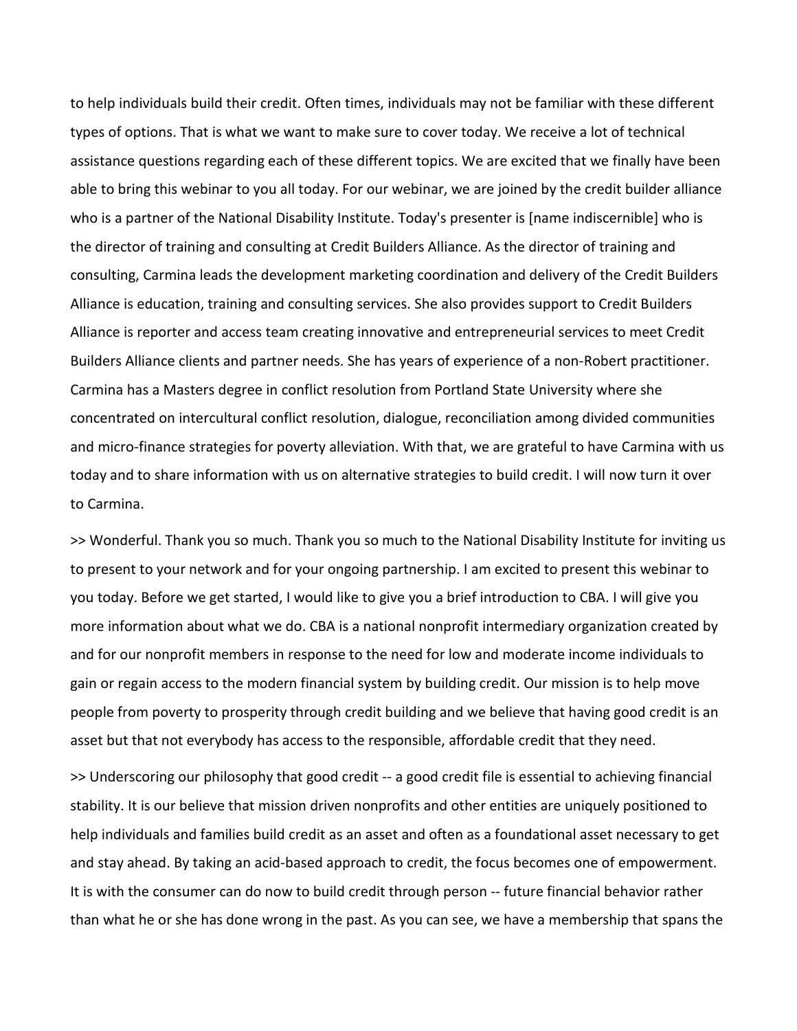to help individuals build their credit. Often times, individuals may not be familiar with these different types of options. That is what we want to make sure to cover today. We receive a lot of technical assistance questions regarding each of these different topics. We are excited that we finally have been able to bring this webinar to you all today. For our webinar, we are joined by the credit builder alliance who is a partner of the National Disability Institute. Today's presenter is [name indiscernible] who is the director of training and consulting at Credit Builders Alliance. As the director of training and consulting, Carmina leads the development marketing coordination and delivery of the Credit Builders Alliance is education, training and consulting services. She also provides support to Credit Builders Alliance is reporter and access team creating innovative and entrepreneurial services to meet Credit Builders Alliance clients and partner needs. She has years of experience of a non-Robert practitioner. Carmina has a Masters degree in conflict resolution from Portland State University where she concentrated on intercultural conflict resolution, dialogue, reconciliation among divided communities and micro-finance strategies for poverty alleviation. With that, we are grateful to have Carmina with us today and to share information with us on alternative strategies to build credit. I will now turn it over to Carmina.

>> Wonderful. Thank you so much. Thank you so much to the National Disability Institute for inviting us to present to your network and for your ongoing partnership. I am excited to present this webinar to you today. Before we get started, I would like to give you a brief introduction to CBA. I will give you more information about what we do. CBA is a national nonprofit intermediary organization created by and for our nonprofit members in response to the need for low and moderate income individuals to gain or regain access to the modern financial system by building credit. Our mission is to help move people from poverty to prosperity through credit building and we believe that having good credit is an asset but that not everybody has access to the responsible, affordable credit that they need.

>> Underscoring our philosophy that good credit -- a good credit file is essential to achieving financial stability. It is our believe that mission driven nonprofits and other entities are uniquely positioned to help individuals and families build credit as an asset and often as a foundational asset necessary to get and stay ahead. By taking an acid-based approach to credit, the focus becomes one of empowerment. It is with the consumer can do now to build credit through person -- future financial behavior rather than what he or she has done wrong in the past. As you can see, we have a membership that spans the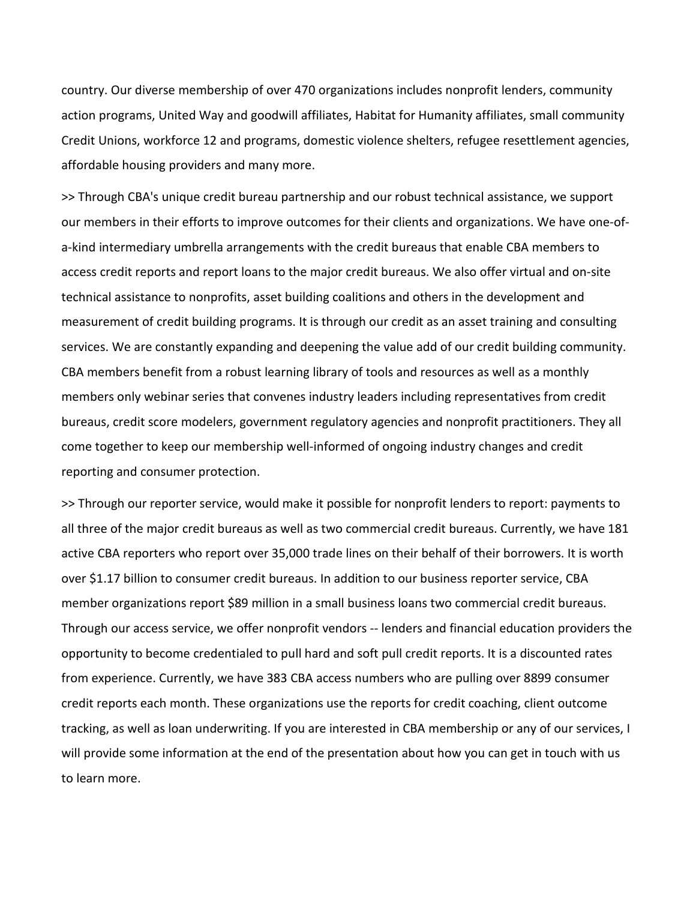country. Our diverse membership of over 470 organizations includes nonprofit lenders, community action programs, United Way and goodwill affiliates, Habitat for Humanity affiliates, small community Credit Unions, workforce 12 and programs, domestic violence shelters, refugee resettlement agencies, affordable housing providers and many more.

>> Through CBA's unique credit bureau partnership and our robust technical assistance, we support our members in their efforts to improve outcomes for their clients and organizations. We have one-of-a-kind intermediary umbrella arrangements with the credit bureaus that enable CBA members to access credit reports and report loans to the major credit bureaus. We also offer virtual and on-site technical assistance to nonprofits, asset building coalitions and others in the development and measurement of credit building programs. It is through our credit as an asset training and consulting services. We are constantly expanding and deepening the value add of our credit building community. CBA members benefit from a robust learning library of tools and resources as well as a monthly members only webinar series that convenes industry leaders including representatives from credit bureaus, credit score modelers, government regulatory agencies and nonprofit practitioners. They all come together to keep our membership well-informed of ongoing industry changes and credit reporting and consumer protection.

>> Through our reporter service, would make it possible for nonprofit lenders to report: payments to all three of the major credit bureaus as well as two commercial credit bureaus. Currently, we have 181 active CBA reporters who report over 35,000 trade lines on their behalf of their borrowers. It is worth over $1.17 billion to consumer credit bureaus. In addition to our business reporter service, CBA member organizations report $89 million in a small business loans two commercial credit bureaus. Through our access service, we offer nonprofit vendors -- lenders and financial education providers the opportunity to become credentialed to pull hard and soft pull credit reports. It is a discounted rates from experience. Currently, we have 383 CBA access numbers who are pulling over 8899 consumer credit reports each month. These organizations use the reports for credit coaching, client outcome tracking, as well as loan underwriting. If you are interested in CBA membership or any of our services, I will provide some information at the end of the presentation about how you can get in touch with us to learn more.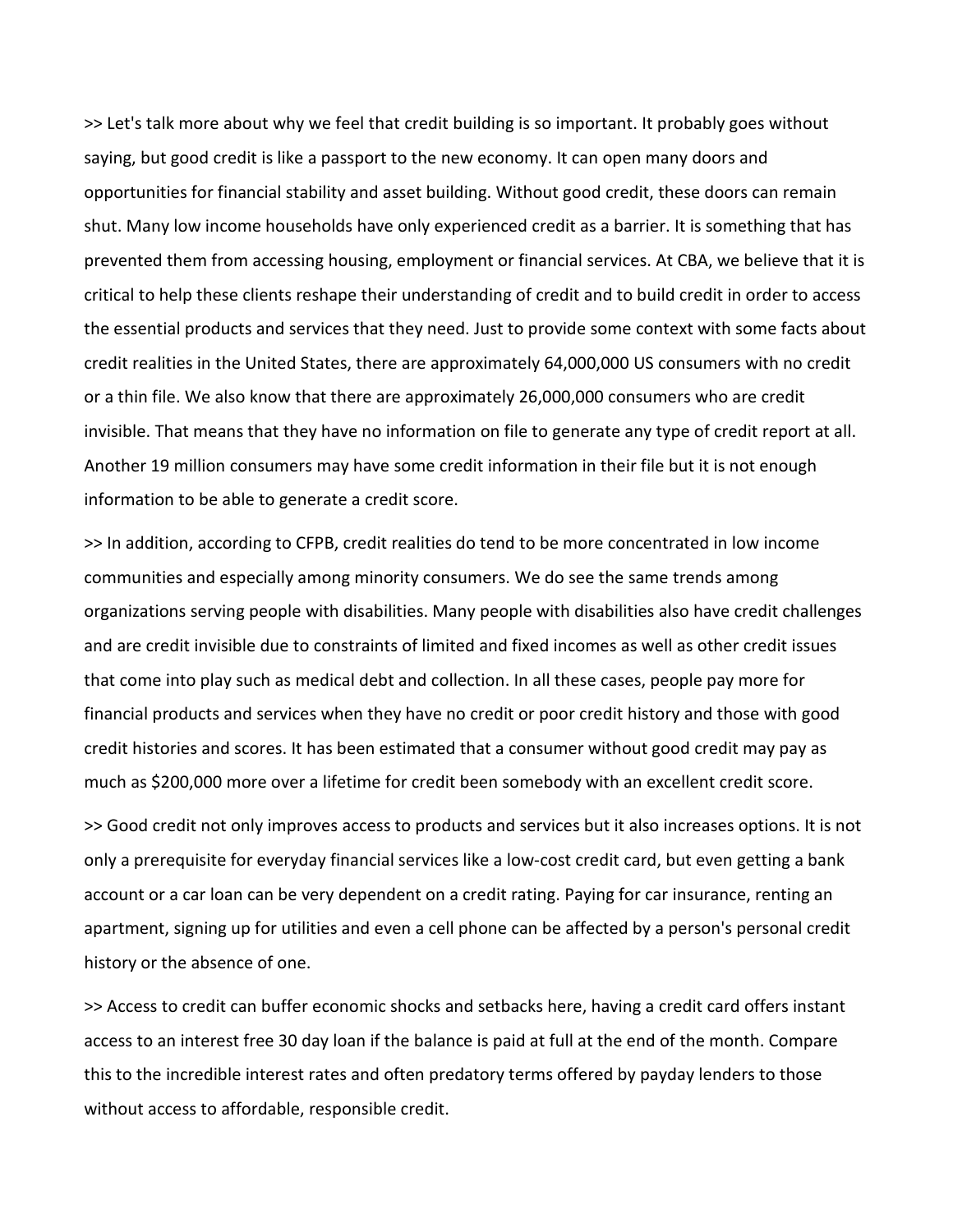>> Let's talk more about why we feel that credit building is so important. It probably goes without saying, but good credit is like a passport to the new economy. It can open many doors and opportunities for financial stability and asset building. Without good credit, these doors can remain shut. Many low income households have only experienced credit as a barrier. It is something that has prevented them from accessing housing, employment or financial services. At CBA, we believe that it is critical to help these clients reshape their understanding of credit and to build credit in order to access the essential products and services that they need. Just to provide some context with some facts about credit realities in the United States, there are approximately 64,000,000 US consumers with no credit or a thin file. We also know that there are approximately 26,000,000 consumers who are credit invisible. That means that they have no information on file to generate any type of credit report at all. Another 19 million consumers may have some credit information in their file but it is not enough information to be able to generate a credit score.

>> In addition, according to CFPB, credit realities do tend to be more concentrated in low income communities and especially among minority consumers. We do see the same trends among organizations serving people with disabilities. Many people with disabilities also have credit challenges and are credit invisible due to constraints of limited and fixed incomes as well as other credit issues that come into play such as medical debt and collection. In all these cases, people pay more for financial products and services when they have no credit or poor credit history and those with good credit histories and scores. It has been estimated that a consumer without good credit may pay as much as $200,000 more over a lifetime for credit been somebody with an excellent credit score.

>> Good credit not only improves access to products and services but it also increases options. It is not only a prerequisite for everyday financial services like a low-cost credit card, but even getting a bank account or a car loan can be very dependent on a credit rating. Paying for car insurance, renting an apartment, signing up for utilities and even a cell phone can be affected by a person's personal credit history or the absence of one.

>> Access to credit can buffer economic shocks and setbacks here, having a credit card offers instant access to an interest free 30 day loan if the balance is paid at full at the end of the month. Compare this to the incredible interest rates and often predatory terms offered by payday lenders to those without access to affordable, responsible credit.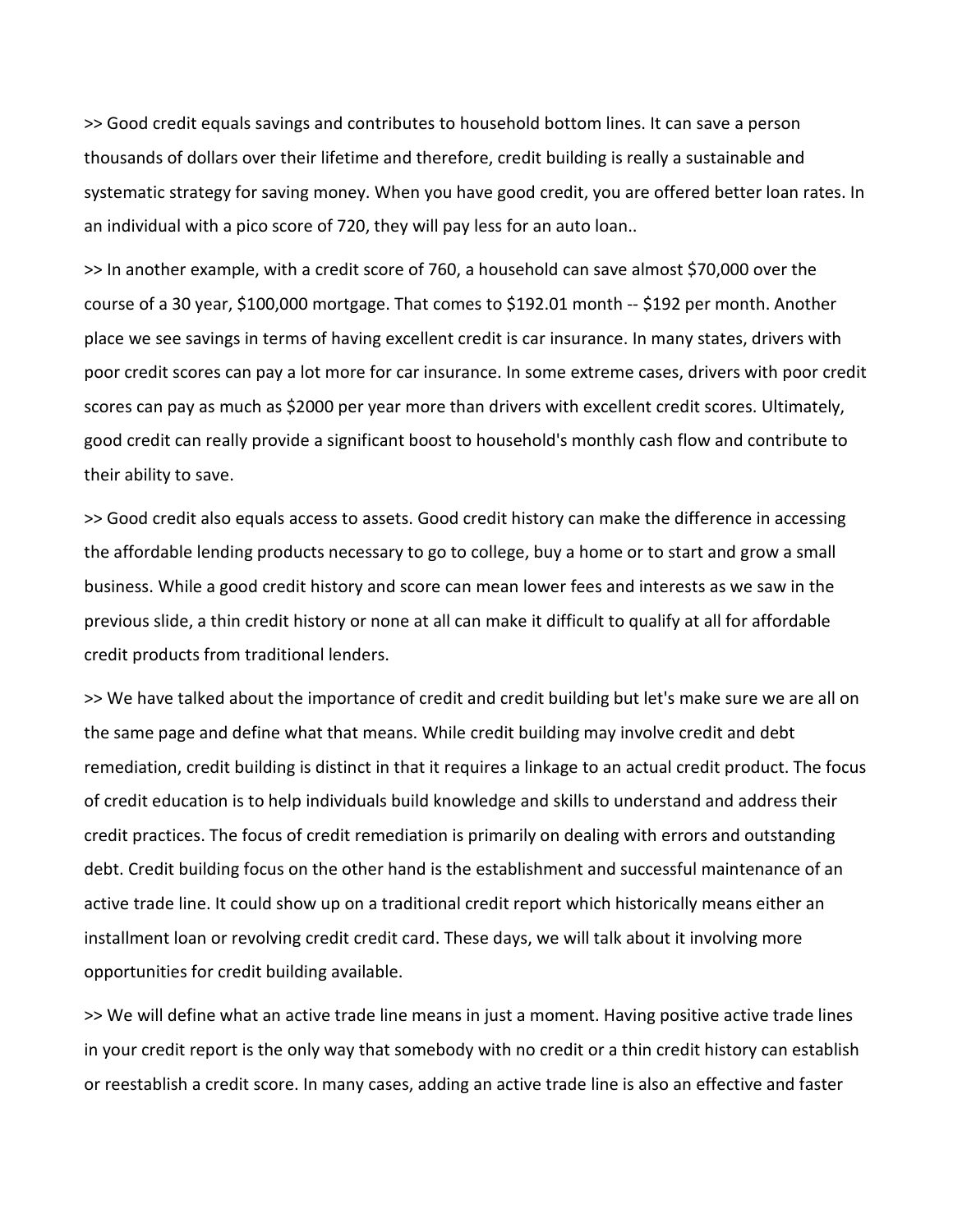>> Good credit equals savings and contributes to household bottom lines. It can save a person thousands of dollars over their lifetime and therefore, credit building is really a sustainable and systematic strategy for saving money. When you have good credit, you are offered better loan rates. In an individual with a pico score of 720, they will pay less for an auto loan..

>> In another example, with a credit score of 760, a household can save almost $70,000 over the course of a 30 year, $100,000 mortgage. That comes to $192.01 month -- $192 per month. Another place we see savings in terms of having excellent credit is car insurance. In many states, drivers with poor credit scores can pay a lot more for car insurance. In some extreme cases, drivers with poor credit scores can pay as much as $2000 per year more than drivers with excellent credit scores. Ultimately, good credit can really provide a significant boost to household's monthly cash flow and contribute to their ability to save.

>> Good credit also equals access to assets. Good credit history can make the difference in accessing the affordable lending products necessary to go to college, buy a home or to start and grow a small business. While a good credit history and score can mean lower fees and interests as we saw in the previous slide, a thin credit history or none at all can make it difficult to qualify at all for affordable credit products from traditional lenders.

>> We have talked about the importance of credit and credit building but let's make sure we are all on the same page and define what that means. While credit building may involve credit and debt remediation, credit building is distinct in that it requires a linkage to an actual credit product. The focus of credit education is to help individuals build knowledge and skills to understand and address their credit practices. The focus of credit remediation is primarily on dealing with errors and outstanding debt. Credit building focus on the other hand is the establishment and successful maintenance of an active trade line. It could show up on a traditional credit report which historically means either an installment loan or revolving credit credit card. These days, we will talk about it involving more opportunities for credit building available.

>> We will define what an active trade line means in just a moment. Having positive active trade lines in your credit report is the only way that somebody with no credit or a thin credit history can establish or reestablish a credit score. In many cases, adding an active trade line is also an effective and faster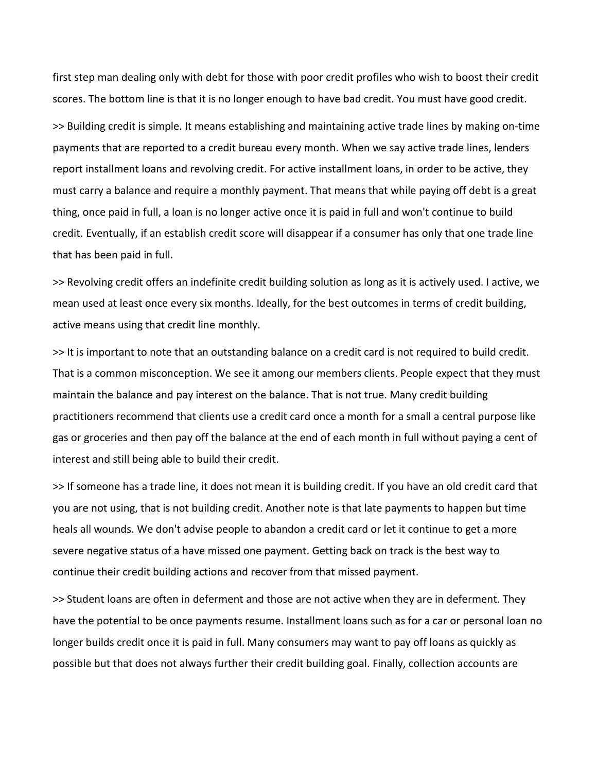first step man dealing only with debt for those with poor credit profiles who wish to boost their credit scores. The bottom line is that it is no longer enough to have bad credit. You must have good credit.

>> Building credit is simple. It means establishing and maintaining active trade lines by making on-time payments that are reported to a credit bureau every month. When we say active trade lines, lenders report installment loans and revolving credit. For active installment loans, in order to be active, they must carry a balance and require a monthly payment. That means that while paying off debt is a great thing, once paid in full, a loan is no longer active once it is paid in full and won't continue to build credit. Eventually, if an establish credit score will disappear if a consumer has only that one trade line that has been paid in full.

>> Revolving credit offers an indefinite credit building solution as long as it is actively used. I active, we mean used at least once every six months. Ideally, for the best outcomes in terms of credit building, active means using that credit line monthly.

>> It is important to note that an outstanding balance on a credit card is not required to build credit. That is a common misconception. We see it among our members clients. People expect that they must maintain the balance and pay interest on the balance. That is not true. Many credit building practitioners recommend that clients use a credit card once a month for a small a central purpose like gas or groceries and then pay off the balance at the end of each month in full without paying a cent of interest and still being able to build their credit.

>> If someone has a trade line, it does not mean it is building credit. If you have an old credit card that you are not using, that is not building credit. Another note is that late payments to happen but time heals all wounds. We don't advise people to abandon a credit card or let it continue to get a more severe negative status of a have missed one payment. Getting back on track is the best way to continue their credit building actions and recover from that missed payment.

>> Student loans are often in deferment and those are not active when they are in deferment. They have the potential to be once payments resume. Installment loans such as for a car or personal loan no longer builds credit once it is paid in full. Many consumers may want to pay off loans as quickly as possible but that does not always further their credit building goal. Finally, collection accounts are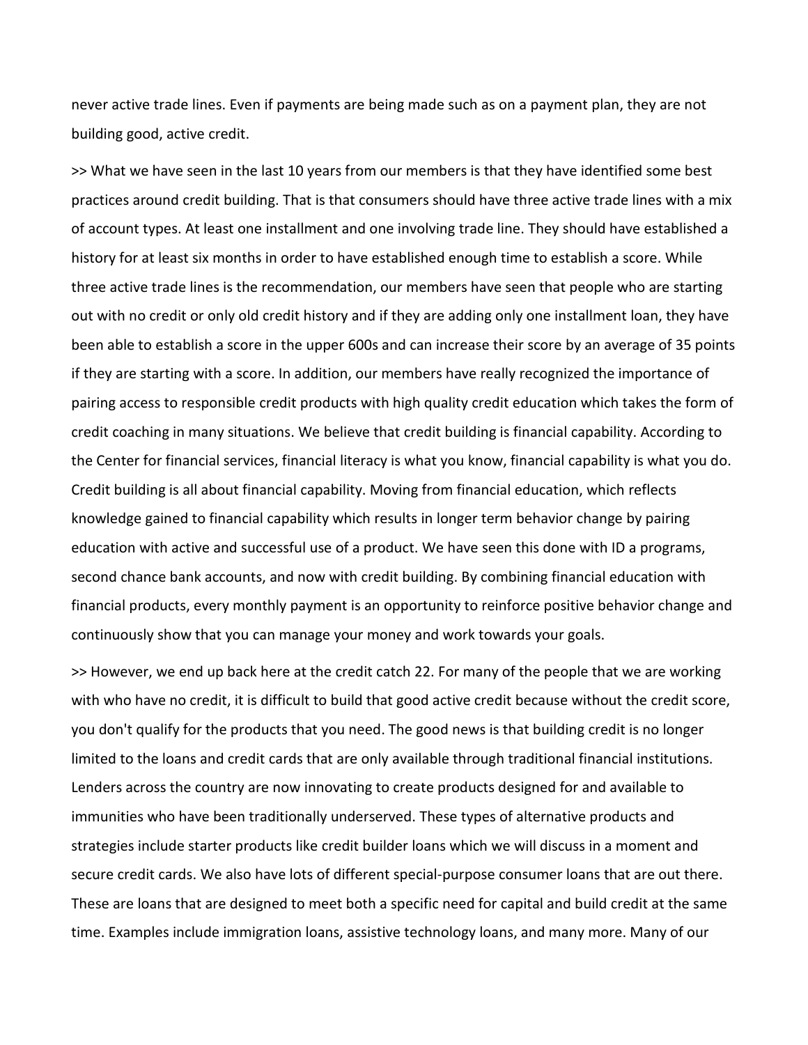never active trade lines. Even if payments are being made such as on a payment plan, they are not building good, active credit.

>> What we have seen in the last 10 years from our members is that they have identified some best practices around credit building. That is that consumers should have three active trade lines with a mix of account types. At least one installment and one involving trade line. They should have established a history for at least six months in order to have established enough time to establish a score. While three active trade lines is the recommendation, our members have seen that people who are starting out with no credit or only old credit history and if they are adding only one installment loan, they have been able to establish a score in the upper 600s and can increase their score by an average of 35 points if they are starting with a score. In addition, our members have really recognized the importance of pairing access to responsible credit products with high quality credit education which takes the form of credit coaching in many situations. We believe that credit building is financial capability. According to the Center for financial services, financial literacy is what you know, financial capability is what you do. Credit building is all about financial capability. Moving from financial education, which reflects knowledge gained to financial capability which results in longer term behavior change by pairing education with active and successful use of a product. We have seen this done with ID a programs, second chance bank accounts, and now with credit building. By combining financial education with financial products, every monthly payment is an opportunity to reinforce positive behavior change and continuously show that you can manage your money and work towards your goals.

>> However, we end up back here at the credit catch 22. For many of the people that we are working with who have no credit, it is difficult to build that good active credit because without the credit score, you don't qualify for the products that you need. The good news is that building credit is no longer limited to the loans and credit cards that are only available through traditional financial institutions. Lenders across the country are now innovating to create products designed for and available to immunities who have been traditionally underserved. These types of alternative products and strategies include starter products like credit builder loans which we will discuss in a moment and secure credit cards. We also have lots of different special-purpose consumer loans that are out there. These are loans that are designed to meet both a specific need for capital and build credit at the same time. Examples include immigration loans, assistive technology loans, and many more. Many of our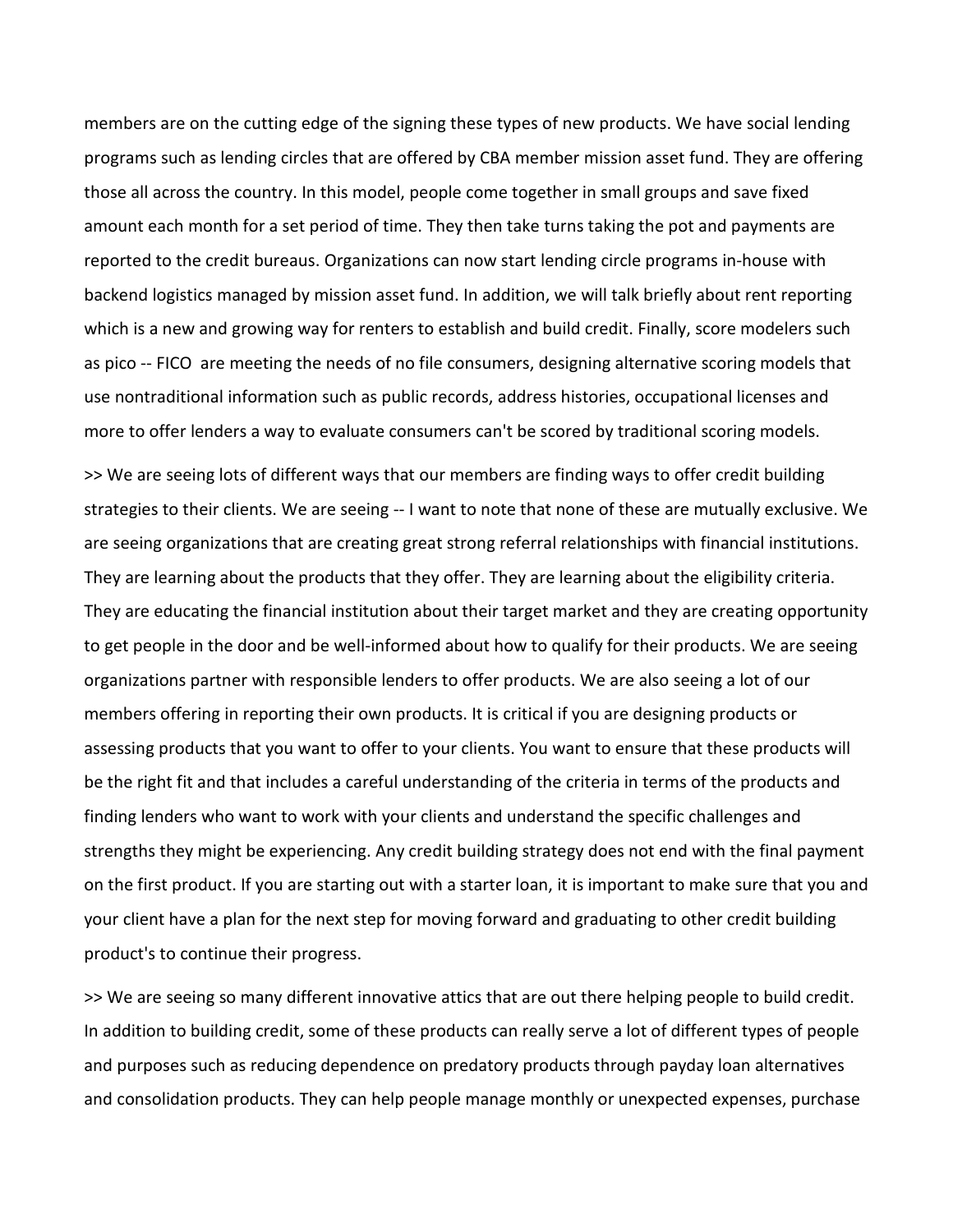members are on the cutting edge of the signing these types of new products. We have social lending programs such as lending circles that are offered by CBA member mission asset fund. They are offering those all across the country. In this model, people come together in small groups and save fixed amount each month for a set period of time. They then take turns taking the pot and payments are reported to the credit bureaus. Organizations can now start lending circle programs in-house with backend logistics managed by mission asset fund. In addition, we will talk briefly about rent reporting which is a new and growing way for renters to establish and build credit. Finally, score modelers such as pico -- FICO are meeting the needs of no file consumers, designing alternative scoring models that use nontraditional information such as public records, address histories, occupational licenses and more to offer lenders a way to evaluate consumers can't be scored by traditional scoring models.

>> We are seeing lots of different ways that our members are finding ways to offer credit building strategies to their clients. We are seeing -- I want to note that none of these are mutually exclusive. We are seeing organizations that are creating great strong referral relationships with financial institutions. They are learning about the products that they offer. They are learning about the eligibility criteria. They are educating the financial institution about their target market and they are creating opportunity to get people in the door and be well-informed about how to qualify for their products. We are seeing organizations partner with responsible lenders to offer products. We are also seeing a lot of our members offering in reporting their own products. It is critical if you are designing products or assessing products that you want to offer to your clients. You want to ensure that these products will be the right fit and that includes a careful understanding of the criteria in terms of the products and finding lenders who want to work with your clients and understand the specific challenges and strengths they might be experiencing. Any credit building strategy does not end with the final payment on the first product. If you are starting out with a starter loan, it is important to make sure that you and your client have a plan for the next step for moving forward and graduating to other credit building product's to continue their progress.

>> We are seeing so many different innovative attics that are out there helping people to build credit. In addition to building credit, some of these products can really serve a lot of different types of people and purposes such as reducing dependence on predatory products through payday loan alternatives and consolidation products. They can help people manage monthly or unexpected expenses, purchase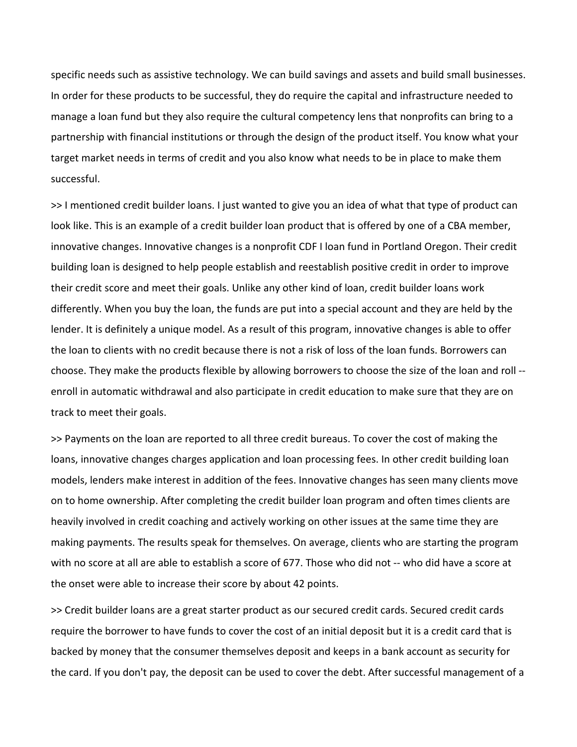specific needs such as assistive technology. We can build savings and assets and build small businesses. In order for these products to be successful, they do require the capital and infrastructure needed to manage a loan fund but they also require the cultural competency lens that nonprofits can bring to a partnership with financial institutions or through the design of the product itself. You know what your target market needs in terms of credit and you also know what needs to be in place to make them successful.

>> I mentioned credit builder loans. I just wanted to give you an idea of what that type of product can look like. This is an example of a credit builder loan product that is offered by one of a CBA member, innovative changes. Innovative changes is a nonprofit CDF I loan fund in Portland Oregon. Their credit building loan is designed to help people establish and reestablish positive credit in order to improve their credit score and meet their goals. Unlike any other kind of loan, credit builder loans work differently. When you buy the loan, the funds are put into a special account and they are held by the lender. It is definitely a unique model. As a result of this program, innovative changes is able to offer the loan to clients with no credit because there is not a risk of loss of the loan funds. Borrowers can choose. They make the products flexible by allowing borrowers to choose the size of the loan and roll -- enroll in automatic withdrawal and also participate in credit education to make sure that they are on track to meet their goals.

>> Payments on the loan are reported to all three credit bureaus. To cover the cost of making the loans, innovative changes charges application and loan processing fees. In other credit building loan models, lenders make interest in addition of the fees. Innovative changes has seen many clients move on to home ownership. After completing the credit builder loan program and often times clients are heavily involved in credit coaching and actively working on other issues at the same time they are making payments. The results speak for themselves. On average, clients who are starting the program with no score at all are able to establish a score of 677. Those who did not -- who did have a score at the onset were able to increase their score by about 42 points.

>> Credit builder loans are a great starter product as our secured credit cards. Secured credit cards require the borrower to have funds to cover the cost of an initial deposit but it is a credit card that is backed by money that the consumer themselves deposit and keeps in a bank account as security for the card. If you don't pay, the deposit can be used to cover the debt. After successful management of a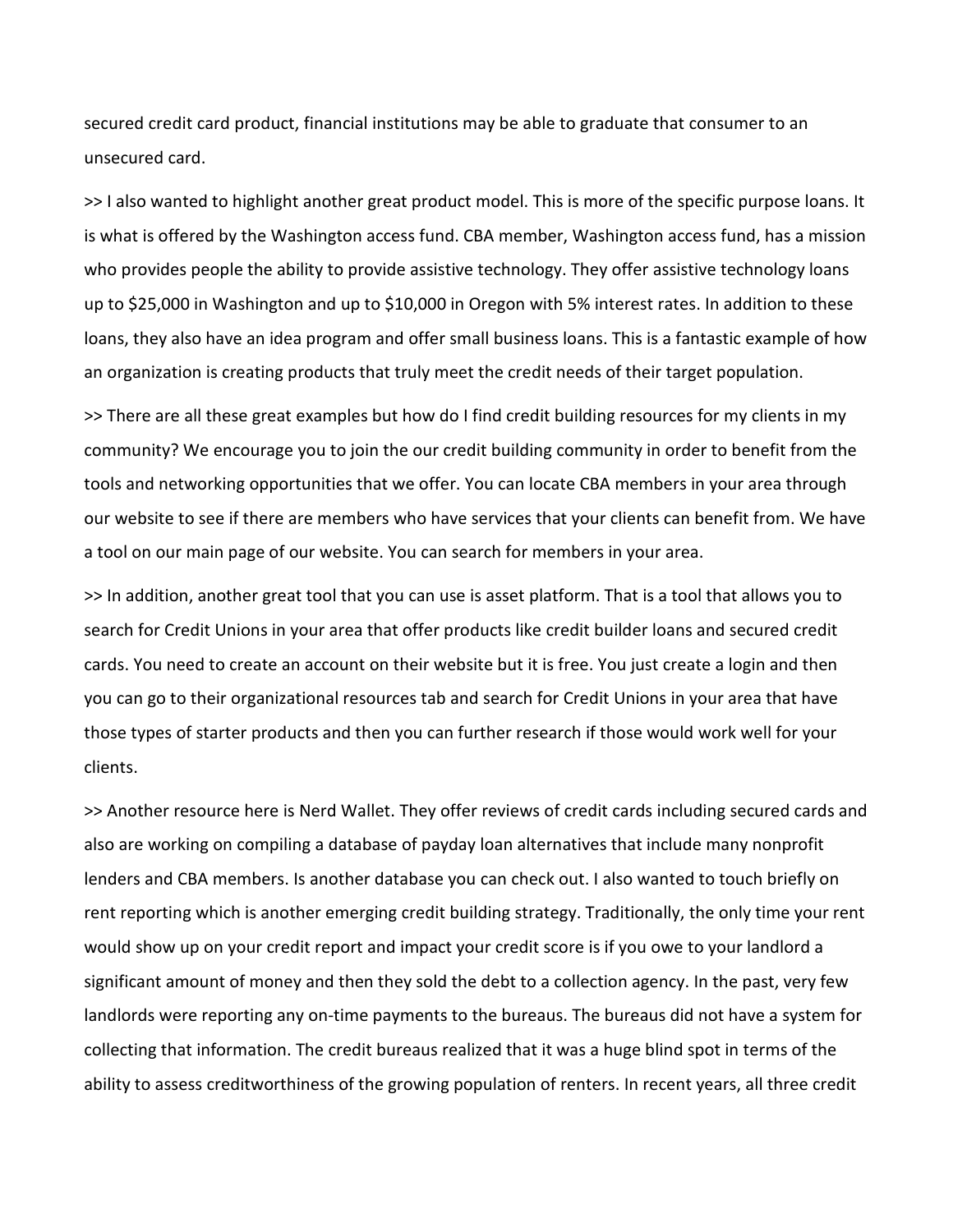secured credit card product, financial institutions may be able to graduate that consumer to an unsecured card.

>> I also wanted to highlight another great product model. This is more of the specific purpose loans. It is what is offered by the Washington access fund. CBA member, Washington access fund, has a mission who provides people the ability to provide assistive technology. They offer assistive technology loans up to $25,000 in Washington and up to $10,000 in Oregon with 5% interest rates. In addition to these loans, they also have an idea program and offer small business loans. This is a fantastic example of how an organization is creating products that truly meet the credit needs of their target population.

>> There are all these great examples but how do I find credit building resources for my clients in my community? We encourage you to join the our credit building community in order to benefit from the tools and networking opportunities that we offer. You can locate CBA members in your area through our website to see if there are members who have services that your clients can benefit from. We have a tool on our main page of our website. You can search for members in your area.

>> In addition, another great tool that you can use is asset platform. That is a tool that allows you to search for Credit Unions in your area that offer products like credit builder loans and secured credit cards. You need to create an account on their website but it is free. You just create a login and then you can go to their organizational resources tab and search for Credit Unions in your area that have those types of starter products and then you can further research if those would work well for your clients.

>> Another resource here is Nerd Wallet. They offer reviews of credit cards including secured cards and also are working on compiling a database of payday loan alternatives that include many nonprofit lenders and CBA members. Is another database you can check out. I also wanted to touch briefly on rent reporting which is another emerging credit building strategy. Traditionally, the only time your rent would show up on your credit report and impact your credit score is if you owe to your landlord a significant amount of money and then they sold the debt to a collection agency. In the past, very few landlords were reporting any on-time payments to the bureaus. The bureaus did not have a system for collecting that information. The credit bureaus realized that it was a huge blind spot in terms of the ability to assess creditworthiness of the growing population of renters. In recent years, all three credit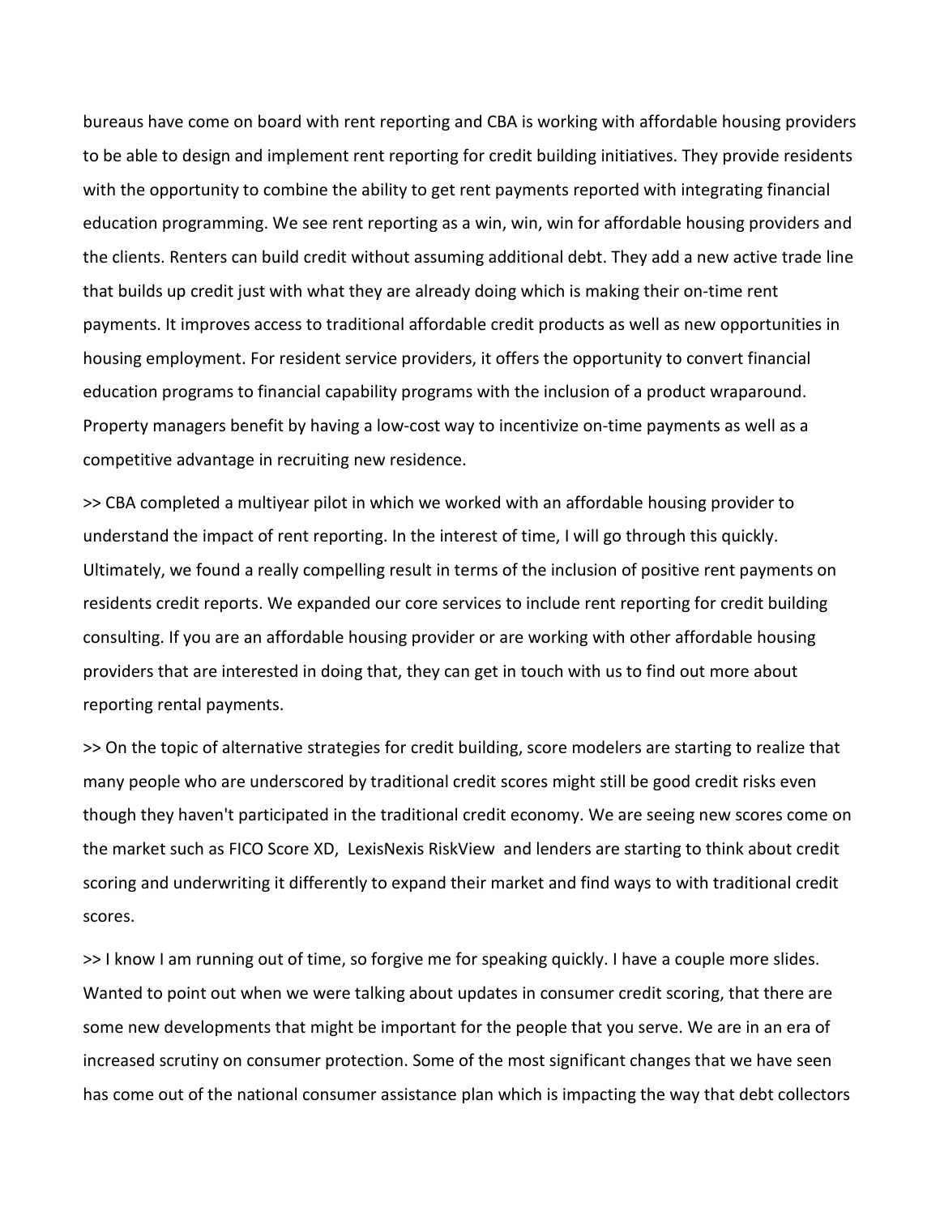bureaus have come on board with rent reporting and CBA is working with affordable housing providers to be able to design and implement rent reporting for credit building initiatives. They provide residents with the opportunity to combine the ability to get rent payments reported with integrating financial education programming. We see rent reporting as a win, win, win for affordable housing providers and the clients. Renters can build credit without assuming additional debt. They add a new active trade line that builds up credit just with what they are already doing which is making their on-time rent payments. It improves access to traditional affordable credit products as well as new opportunities in housing employment. For resident service providers, it offers the opportunity to convert financial education programs to financial capability programs with the inclusion of a product wraparound. Property managers benefit by having a low-cost way to incentivize on-time payments as well as a competitive advantage in recruiting new residence.

>> CBA completed a multiyear pilot in which we worked with an affordable housing provider to understand the impact of rent reporting. In the interest of time, I will go through this quickly. Ultimately, we found a really compelling result in terms of the inclusion of positive rent payments on residents credit reports. We expanded our core services to include rent reporting for credit building consulting. If you are an affordable housing provider or are working with other affordable housing providers that are interested in doing that, they can get in touch with us to find out more about reporting rental payments.

>> On the topic of alternative strategies for credit building, score modelers are starting to realize that many people who are underscored by traditional credit scores might still be good credit risks even though they haven't participated in the traditional credit economy. We are seeing new scores come on the market such as FICO Score XD, LexisNexis RiskView and lenders are starting to think about credit scoring and underwriting it differently to expand their market and find ways to with traditional credit scores.

>> I know I am running out of time, so forgive me for speaking quickly. I have a couple more slides. Wanted to point out when we were talking about updates in consumer credit scoring, that there are some new developments that might be important for the people that you serve. We are in an era of increased scrutiny on consumer protection. Some of the most significant changes that we have seen has come out of the national consumer assistance plan which is impacting the way that debt collectors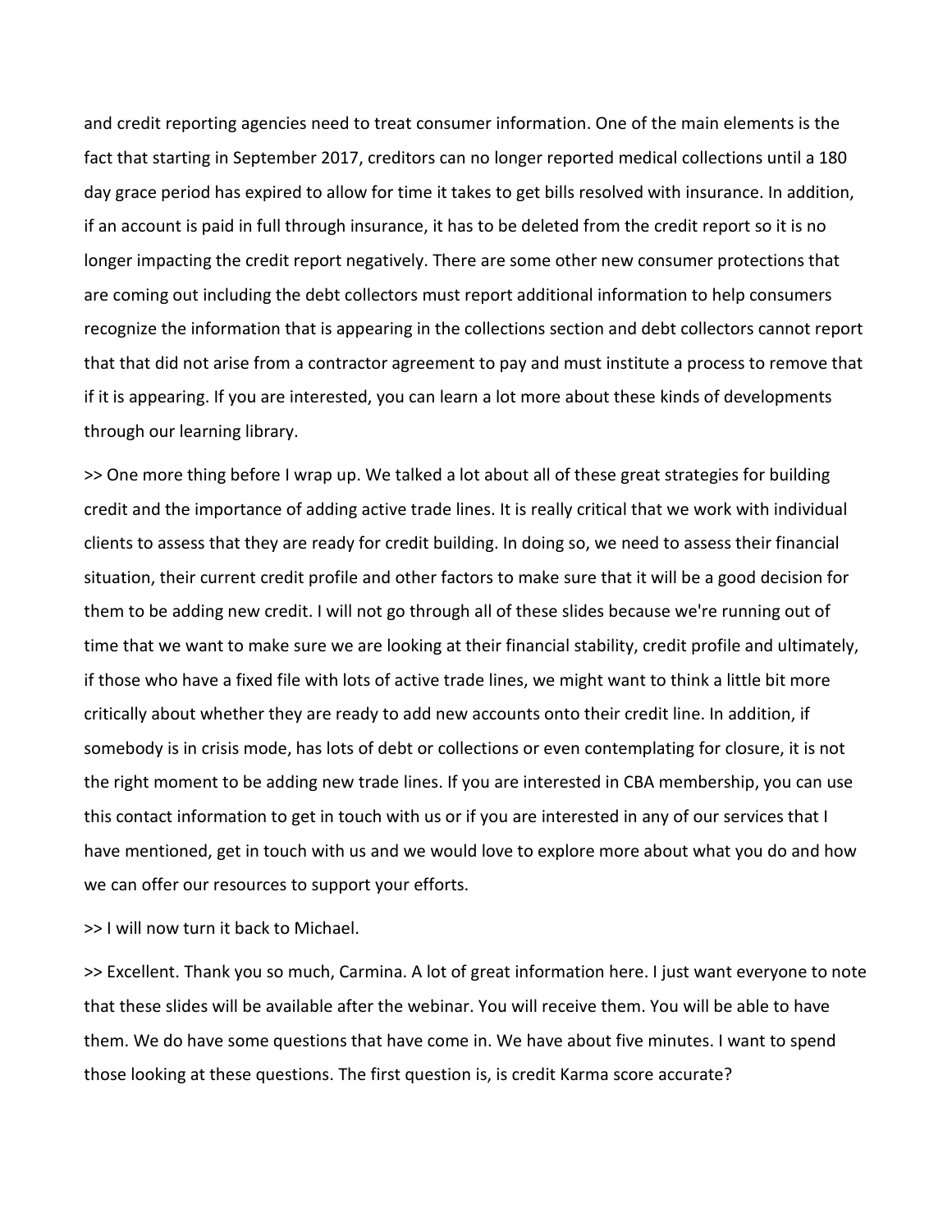and credit reporting agencies need to treat consumer information. One of the main elements is the fact that starting in September 2017, creditors can no longer reported medical collections until a 180 day grace period has expired to allow for time it takes to get bills resolved with insurance. In addition, if an account is paid in full through insurance, it has to be deleted from the credit report so it is no longer impacting the credit report negatively. There are some other new consumer protections that are coming out including the debt collectors must report additional information to help consumers recognize the information that is appearing in the collections section and debt collectors cannot report that that did not arise from a contractor agreement to pay and must institute a process to remove that if it is appearing. If you are interested, you can learn a lot more about these kinds of developments through our learning library.

>> One more thing before I wrap up. We talked a lot about all of these great strategies for building credit and the importance of adding active trade lines. It is really critical that we work with individual clients to assess that they are ready for credit building. In doing so, we need to assess their financial situation, their current credit profile and other factors to make sure that it will be a good decision for them to be adding new credit. I will not go through all of these slides because we're running out of time that we want to make sure we are looking at their financial stability, credit profile and ultimately, if those who have a fixed file with lots of active trade lines, we might want to think a little bit more critically about whether they are ready to add new accounts onto their credit line. In addition, if somebody is in crisis mode, has lots of debt or collections or even contemplating for closure, it is not the right moment to be adding new trade lines. If you are interested in CBA membership, you can use this contact information to get in touch with us or if you are interested in any of our services that I have mentioned, get in touch with us and we would love to explore more about what you do and how we can offer our resources to support your efforts.

>> I will now turn it back to Michael.

>> Excellent. Thank you so much, Carmina. A lot of great information here. I just want everyone to note that these slides will be available after the webinar. You will receive them. You will be able to have them. We do have some questions that have come in. We have about five minutes. I want to spend those looking at these questions. The first question is, is credit Karma score accurate?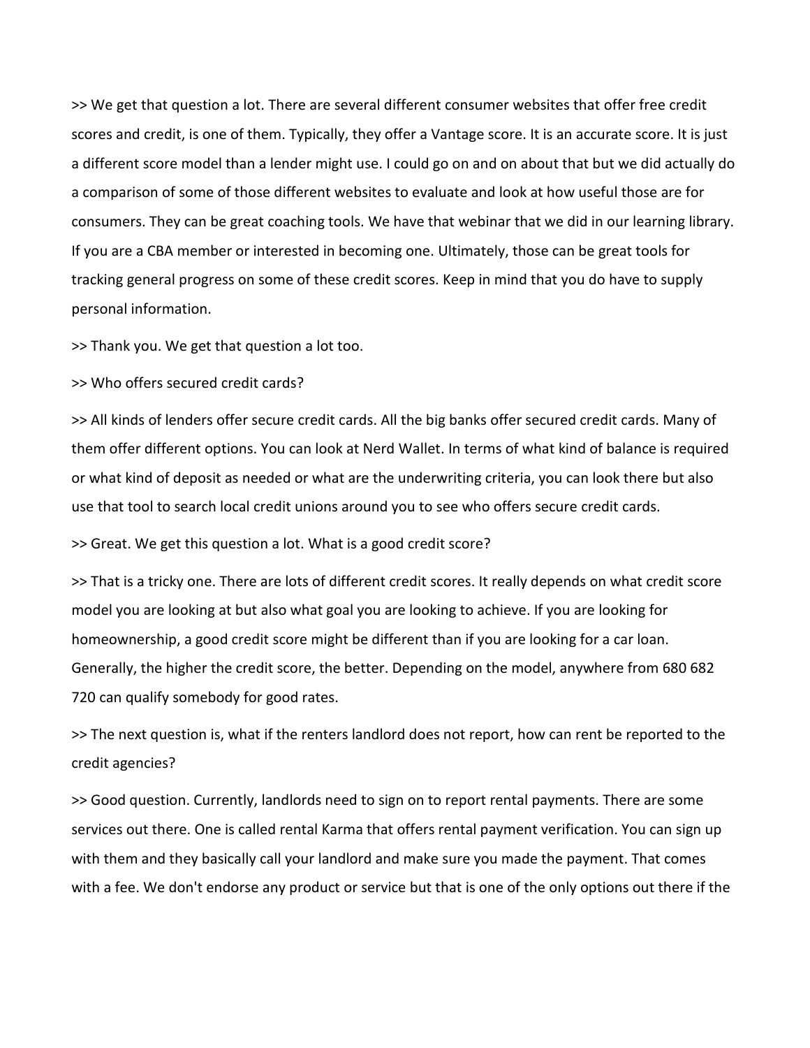>> We get that question a lot. There are several different consumer websites that offer free credit scores and credit, is one of them. Typically, they offer a Vantage score. It is an accurate score. It is just a different score model than a lender might use. I could go on and on about that but we did actually do a comparison of some of those different websites to evaluate and look at how useful those are for consumers. They can be great coaching tools. We have that webinar that we did in our learning library. If you are a CBA member or interested in becoming one. Ultimately, those can be great tools for tracking general progress on some of these credit scores. Keep in mind that you do have to supply personal information.

>> Thank you. We get that question a lot too.

>> Who offers secured credit cards?

>> All kinds of lenders offer secure credit cards. All the big banks offer secured credit cards. Many of them offer different options. You can look at Nerd Wallet. In terms of what kind of balance is required or what kind of deposit as needed or what are the underwriting criteria, you can look there but also use that tool to search local credit unions around you to see who offers secure credit cards.

>> Great. We get this question a lot. What is a good credit score?

>> That is a tricky one. There are lots of different credit scores. It really depends on what credit score model you are looking at but also what goal you are looking to achieve. If you are looking for homeownership, a good credit score might be different than if you are looking for a car loan. Generally, the higher the credit score, the better. Depending on the model, anywhere from 680 682 720 can qualify somebody for good rates.

>> The next question is, what if the renters landlord does not report, how can rent be reported to the credit agencies?

>> Good question. Currently, landlords need to sign on to report rental payments. There are some services out there. One is called rental Karma that offers rental payment verification. You can sign up with them and they basically call your landlord and make sure you made the payment. That comes with a fee. We don't endorse any product or service but that is one of the only options out there if the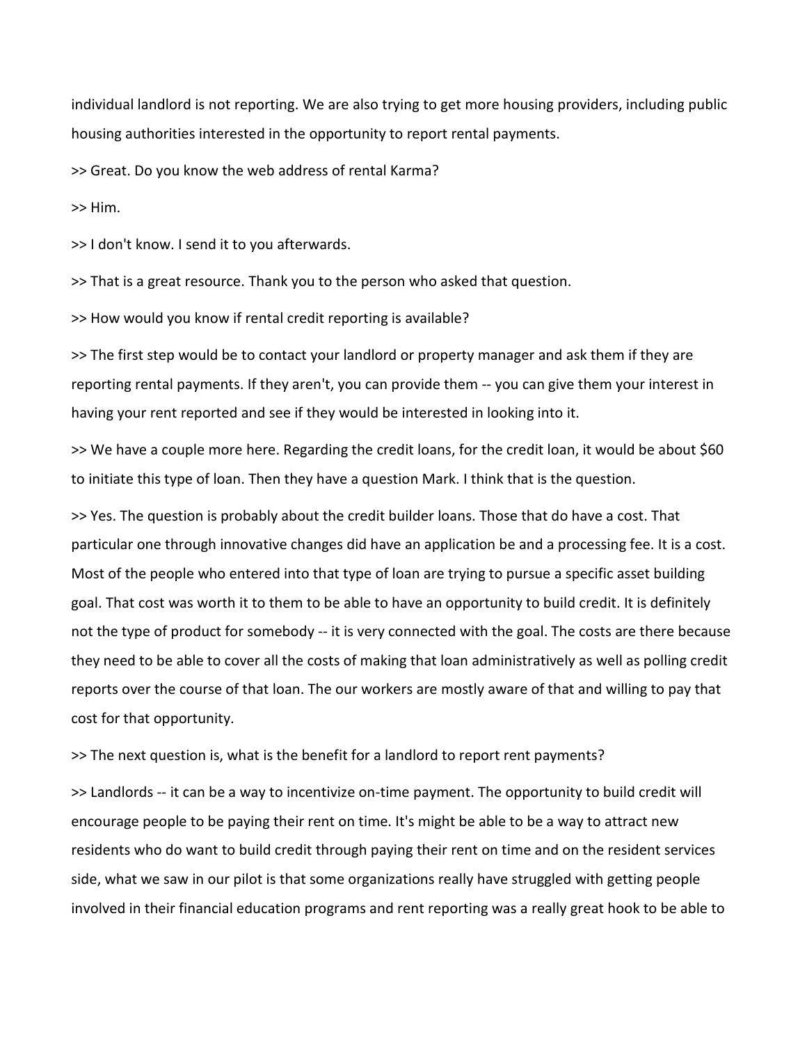individual landlord is not reporting. We are also trying to get more housing providers, including public housing authorities interested in the opportunity to report rental payments.

>> Great. Do you know the web address of rental Karma?

>> Him.

>> I don't know. I send it to you afterwards.

>> That is a great resource. Thank you to the person who asked that question.

>> How would you know if rental credit reporting is available?

>> The first step would be to contact your landlord or property manager and ask them if they are reporting rental payments. If they aren't, you can provide them -- you can give them your interest in having your rent reported and see if they would be interested in looking into it.

>> We have a couple more here. Regarding the credit loans, for the credit loan, it would be about $60 to initiate this type of loan. Then they have a question Mark. I think that is the question.

>> Yes. The question is probably about the credit builder loans. Those that do have a cost. That particular one through innovative changes did have an application be and a processing fee. It is a cost. Most of the people who entered into that type of loan are trying to pursue a specific asset building goal. That cost was worth it to them to be able to have an opportunity to build credit. It is definitely not the type of product for somebody -- it is very connected with the goal. The costs are there because they need to be able to cover all the costs of making that loan administratively as well as polling credit reports over the course of that loan. The our workers are mostly aware of that and willing to pay that cost for that opportunity.

>> The next question is, what is the benefit for a landlord to report rent payments?

>> Landlords -- it can be a way to incentivize on-time payment. The opportunity to build credit will encourage people to be paying their rent on time. It's might be able to be a way to attract new residents who do want to build credit through paying their rent on time and on the resident services side, what we saw in our pilot is that some organizations really have struggled with getting people involved in their financial education programs and rent reporting was a really great hook to be able to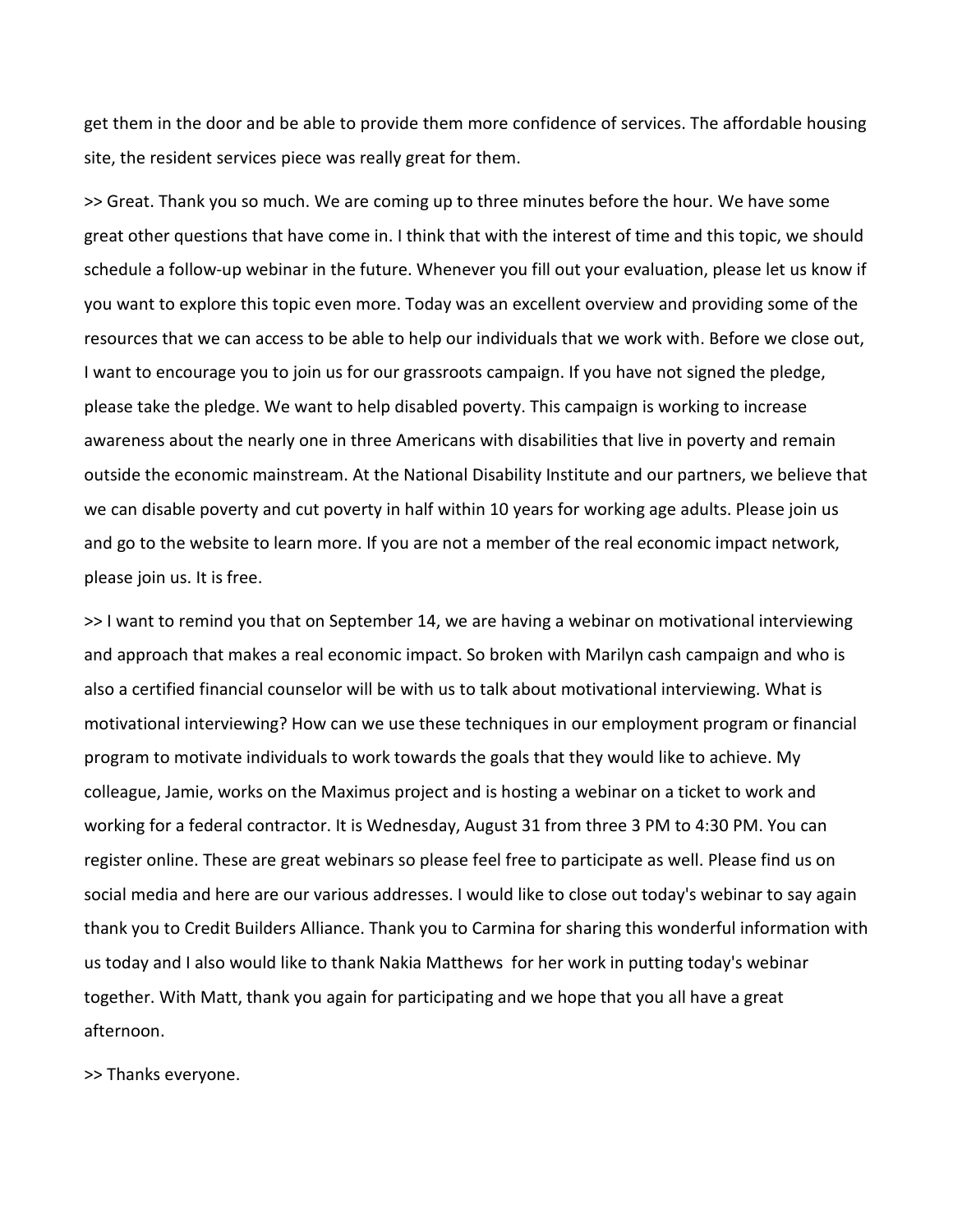get them in the door and be able to provide them more confidence of services. The affordable housing site, the resident services piece was really great for them.

>> Great. Thank you so much. We are coming up to three minutes before the hour. We have some great other questions that have come in. I think that with the interest of time and this topic, we should schedule a follow-up webinar in the future. Whenever you fill out your evaluation, please let us know if you want to explore this topic even more. Today was an excellent overview and providing some of the resources that we can access to be able to help our individuals that we work with. Before we close out, I want to encourage you to join us for our grassroots campaign. If you have not signed the pledge, please take the pledge. We want to help disabled poverty. This campaign is working to increase awareness about the nearly one in three Americans with disabilities that live in poverty and remain outside the economic mainstream. At the National Disability Institute and our partners, we believe that we can disable poverty and cut poverty in half within 10 years for working age adults. Please join us and go to the website to learn more. If you are not a member of the real economic impact network, please join us. It is free.

>> I want to remind you that on September 14, we are having a webinar on motivational interviewing and approach that makes a real economic impact. So broken with Marilyn cash campaign and who is also a certified financial counselor will be with us to talk about motivational interviewing. What is motivational interviewing? How can we use these techniques in our employment program or financial program to motivate individuals to work towards the goals that they would like to achieve. My colleague, Jamie, works on the Maximus project and is hosting a webinar on a ticket to work and working for a federal contractor. It is Wednesday, August 31 from three 3 PM to 4:30 PM. You can register online. These are great webinars so please feel free to participate as well. Please find us on social media and here are our various addresses. I would like to close out today's webinar to say again thank you to Credit Builders Alliance. Thank you to Carmina for sharing this wonderful information with us today and I also would like to thank Nakia Matthews for her work in putting today's webinar together. With Matt, thank you again for participating and we hope that you all have a great afternoon.

>> Thanks everyone.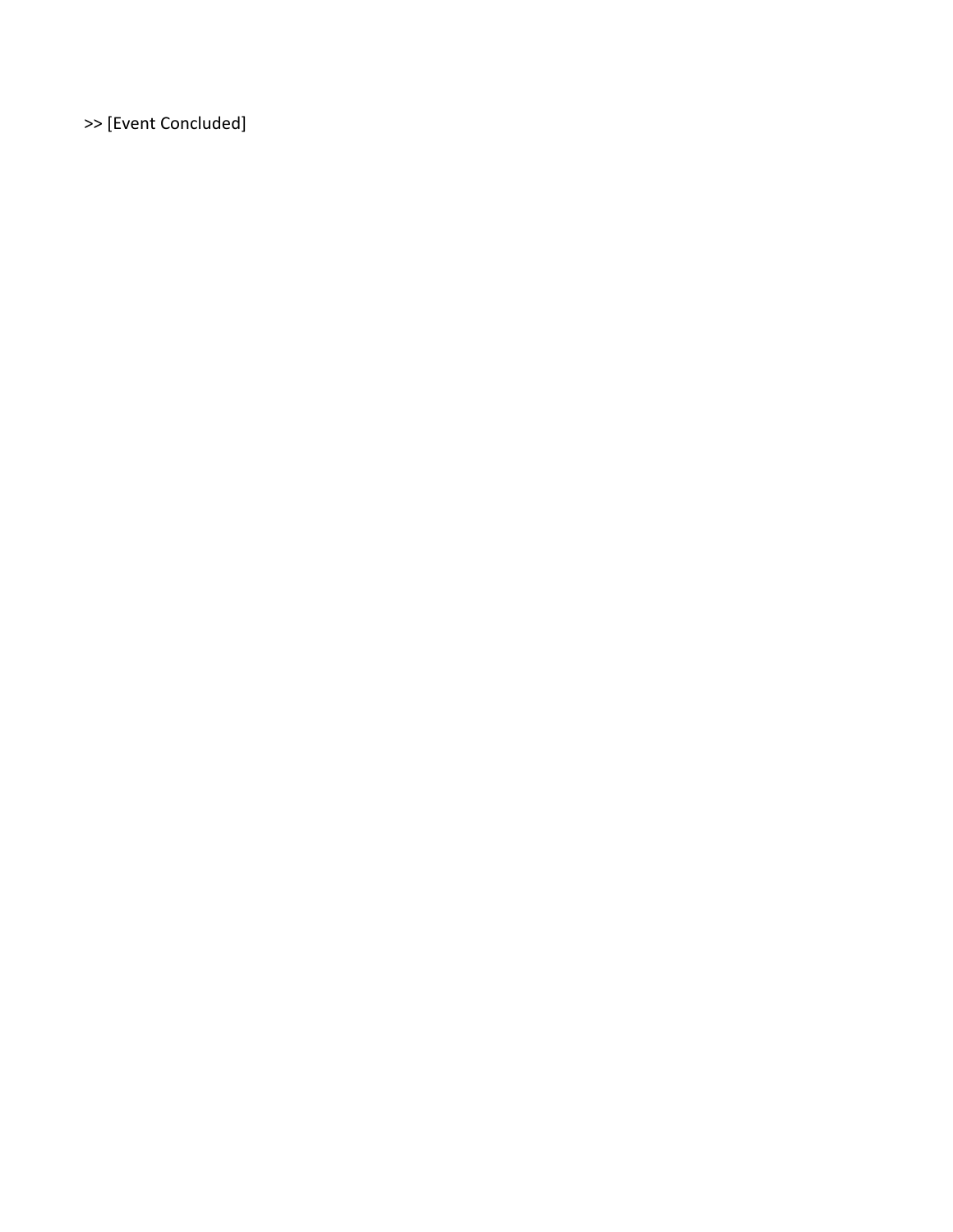>> [Event Concluded]